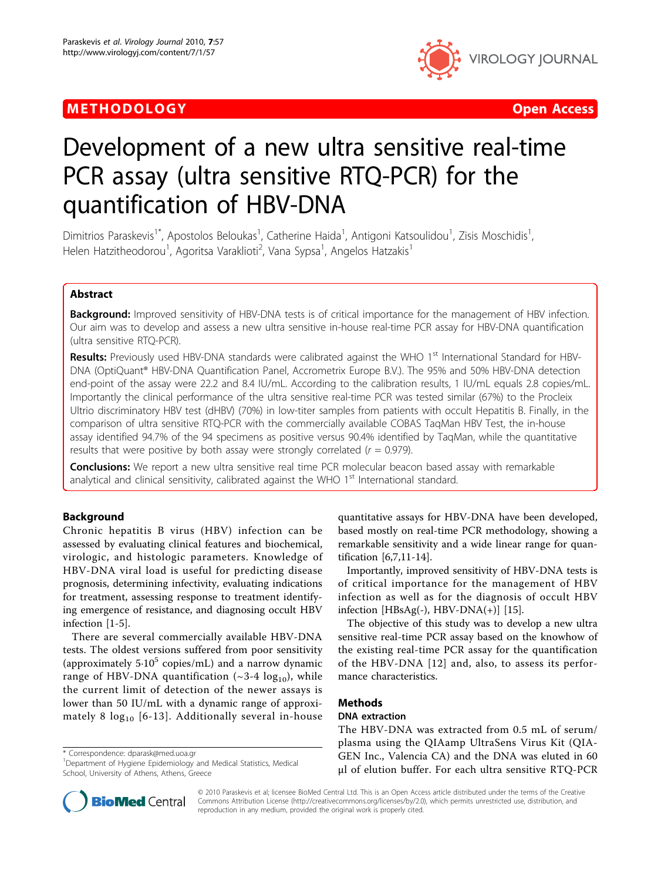**METHODOLOGY** **Open Access**

# Development of a new ultra sensitive real-time PCR assay (ultra sensitive RTQ-PCR) for the quantification of HBV-DNA

Dimitrios Paraskevis[1*], Apostolos Beloukas[1], Catherine Haida[1], Antigoni Katsoulidou[1], Zisis Moschidis[1], Helen Hatzitheodorou[1], Agoritsa Varaklioti[2], Vana Sypsa[1], Angelos Hatzakis[1]

## Abstract

**Background:** Improved sensitivity of HBV-DNA tests is of critical importance for the management of HBV infection. Our aim was to develop and assess a new ultra sensitive in-house real-time PCR assay for HBV-DNA quantification (ultra sensitive RTQ-PCR).

**Results:** Previously used HBV-DNA standards were calibrated against the WHO 1st International Standard for HBV-DNA (OptiQuant® HBV-DNA Quantification Panel, Accrometrix Europe B.V.). The 95% and 50% HBV-DNA detection end-point of the assay were 22.2 and 8.4 IU/mL. According to the calibration results, 1 IU/mL equals 2.8 copies/mL. Importantly the clinical performance of the ultra sensitive real-time PCR was tested similar (67%) to the Procleix Ultrio discriminatory HBV test (dHBV) (70%) in low-titer samples from patients with occult Hepatitis B. Finally, in the comparison of ultra sensitive RTQ-PCR with the commercially available COBAS TaqMan HBV Test, the in-house assay identified 94.7% of the 94 specimens as positive versus 90.4% identified by TaqMan, while the quantitative results that were positive by both assay were strongly correlated ($r = 0.979$).

**Conclusions:** We report a new ultra sensitive real time PCR molecular beacon based assay with remarkable analytical and clinical sensitivity, calibrated against the WHO 1st International standard.

## Background

Chronic hepatitis B virus (HBV) infection can be assessed by evaluating clinical features and biochemical, virologic, and histologic parameters. Knowledge of HBV-DNA viral load is useful for predicting disease prognosis, determining infectivity, evaluating indications for treatment, assessing response to treatment identifying emergence of resistance, and diagnosing occult HBV infection [1-5].

There are several commercially available HBV-DNA tests. The oldest versions suffered from poor sensitivity (approximately $5{\cdot}10^5$ copies/mL) and a narrow dynamic range of HBV-DNA quantification (~3-4 $\log_{10}$), while the current limit of detection of the newer assays is lower than 50 IU/mL with a dynamic range of approximately 8 $\log_{10}$ [6-13]. Additionally several in-house quantitative assays for HBV-DNA have been developed, based mostly on real-time PCR methodology, showing a remarkable sensitivity and a wide linear range for quantification [6,7,11-14].

Importantly, improved sensitivity of HBV-DNA tests is of critical importance for the management of HBV infection as well as for the diagnosis of occult HBV infection [HBsAg(-), HBV-DNA(+)] [15].

The objective of this study was to develop a new ultra sensitive real-time PCR assay based on the knowhow of the existing real-time PCR assay for the quantification of the HBV-DNA [12] and, also, to assess its performance characteristics.

## Methods

### DNA extraction

The HBV-DNA was extracted from 0.5 mL of serum/plasma using the QIAamp UltraSens Virus Kit (QIAGEN Inc., Valencia CA) and the DNA was eluted in 60 μl of elution buffer. For each ultra sensitive RTQ-PCR

\* Correspondence: dparask@med.uoa.gr
[1]Department of Hygiene Epidemiology and Medical Statistics, Medical School, University of Athens, Athens, Greece

© 2010 Paraskevis et al; licensee BioMed Central Ltd. This is an Open Access article distributed under the terms of the Creative Commons Attribution License (http://creativecommons.org/licenses/by/2.0), which permits unrestricted use, distribution, and reproduction in any medium, provided the original work is properly cited.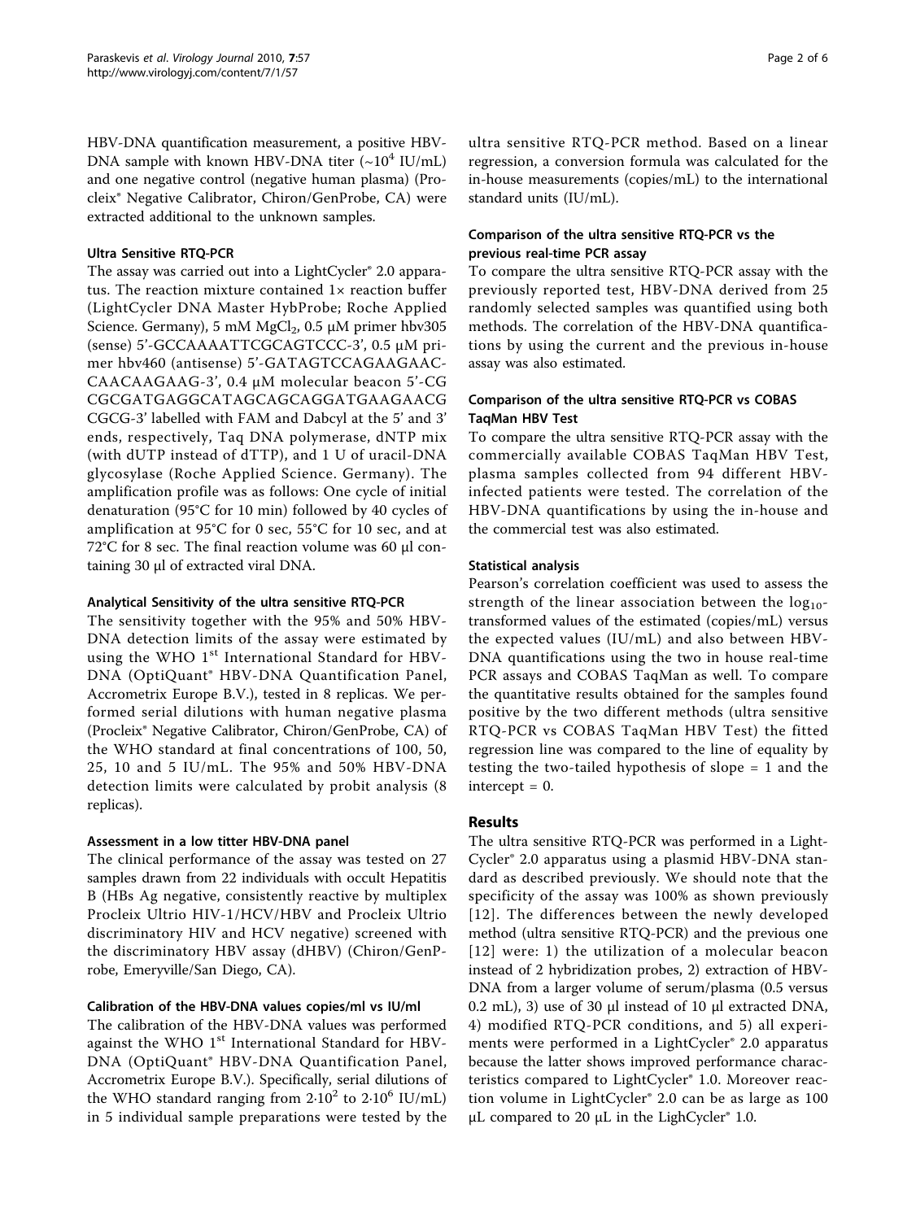HBV-DNA quantification measurement, a positive HBV-DNA sample with known HBV-DNA titer (~$10^4$ IU/mL) and one negative control (negative human plasma) (Procleix® Negative Calibrator, Chiron/GenProbe, CA) were extracted additional to the unknown samples.

### Ultra Sensitive RTQ-PCR

The assay was carried out into a LightCycler® 2.0 apparatus. The reaction mixture contained 1× reaction buffer (LightCycler DNA Master HybProbe; Roche Applied Science. Germany), 5 mM $MgCl_2$, 0.5 μM primer hbv305 (sense) 5'-GCCAAAATTCGCAGTCCC-3', 0.5 μM primer hbv460 (antisense) 5'-GATAGTCCAGAAGAACCAACAAGAAG-3', 0.4 μM molecular beacon 5'-CGCGCGATGAGGCATAGCAGCAGGATGAAGAACGCGCG-3' labelled with FAM and Dabcyl at the 5' and 3' ends, respectively, Taq DNA polymerase, dNTP mix (with dUTP instead of dTTP), and 1 U of uracil-DNA glycosylase (Roche Applied Science. Germany). The amplification profile was as follows: One cycle of initial denaturation (95°C for 10 min) followed by 40 cycles of amplification at 95°C for 0 sec, 55°C for 10 sec, and at 72°C for 8 sec. The final reaction volume was 60 μl containing 30 μl of extracted viral DNA.

### Analytical Sensitivity of the ultra sensitive RTQ-PCR

The sensitivity together with the 95% and 50% HBV-DNA detection limits of the assay were estimated by using the WHO 1st International Standard for HBV-DNA (OptiQuant® HBV-DNA Quantification Panel, Accrometrix Europe B.V.), tested in 8 replicas. We performed serial dilutions with human negative plasma (Procleix® Negative Calibrator, Chiron/GenProbe, CA) of the WHO standard at final concentrations of 100, 50, 25, 10 and 5 IU/mL. The 95% and 50% HBV-DNA detection limits were calculated by probit analysis (8 replicas).

### Assessment in a low titter HBV-DNA panel

The clinical performance of the assay was tested on 27 samples drawn from 22 individuals with occult Hepatitis B (HBs Ag negative, consistently reactive by multiplex Procleix Ultrio HIV-1/HCV/HBV and Procleix Ultrio discriminatory HIV and HCV negative) screened with the discriminatory HBV assay (dHBV) (Chiron/GenProbe, Emeryville/San Diego, CA).

### Calibration of the HBV-DNA values copies/ml vs IU/ml

The calibration of the HBV-DNA values was performed against the WHO 1st International Standard for HBV-DNA (OptiQuant® HBV-DNA Quantification Panel, Accrometrix Europe B.V.). Specifically, serial dilutions of the WHO standard ranging from $2{\cdot}10^2$ to $2{\cdot}10^6$ IU/mL) in 5 individual sample preparations were tested by the ultra sensitive RTQ-PCR method. Based on a linear regression, a conversion formula was calculated for the in-house measurements (copies/mL) to the international standard units (IU/mL).

### Comparison of the ultra sensitive RTQ-PCR vs the previous real-time PCR assay

To compare the ultra sensitive RTQ-PCR assay with the previously reported test, HBV-DNA derived from 25 randomly selected samples was quantified using both methods. The correlation of the HBV-DNA quantifications by using the current and the previous in-house assay was also estimated.

### Comparison of the ultra sensitive RTQ-PCR vs COBAS TaqMan HBV Test

To compare the ultra sensitive RTQ-PCR assay with the commercially available COBAS TaqMan HBV Test, plasma samples collected from 94 different HBV-infected patients were tested. The correlation of the HBV-DNA quantifications by using the in-house and the commercial test was also estimated.

### Statistical analysis

Pearson's correlation coefficient was used to assess the strength of the linear association between the $\log_{10}$-transformed values of the estimated (copies/mL) versus the expected values (IU/mL) and also between HBV-DNA quantifications using the two in house real-time PCR assays and COBAS TaqMan as well. To compare the quantitative results obtained for the samples found positive by the two different methods (ultra sensitive RTQ-PCR vs COBAS TaqMan HBV Test) the fitted regression line was compared to the line of equality by testing the two-tailed hypothesis of slope = 1 and the intercept = 0.

## Results

The ultra sensitive RTQ-PCR was performed in a LightCycler® 2.0 apparatus using a plasmid HBV-DNA standard as described previously. We should note that the specificity of the assay was 100% as shown previously [12]. The differences between the newly developed method (ultra sensitive RTQ-PCR) and the previous one [12] were: 1) the utilization of a molecular beacon instead of 2 hybridization probes, 2) extraction of HBV-DNA from a larger volume of serum/plasma (0.5 versus 0.2 mL), 3) use of 30 μl instead of 10 μl extracted DNA, 4) modified RTQ-PCR conditions, and 5) all experiments were performed in a LightCycler® 2.0 apparatus because the latter shows improved performance characteristics compared to LightCycler® 1.0. Moreover reaction volume in LightCycler® 2.0 can be as large as 100 μL compared to 20 μL in the LighCycler® 1.0.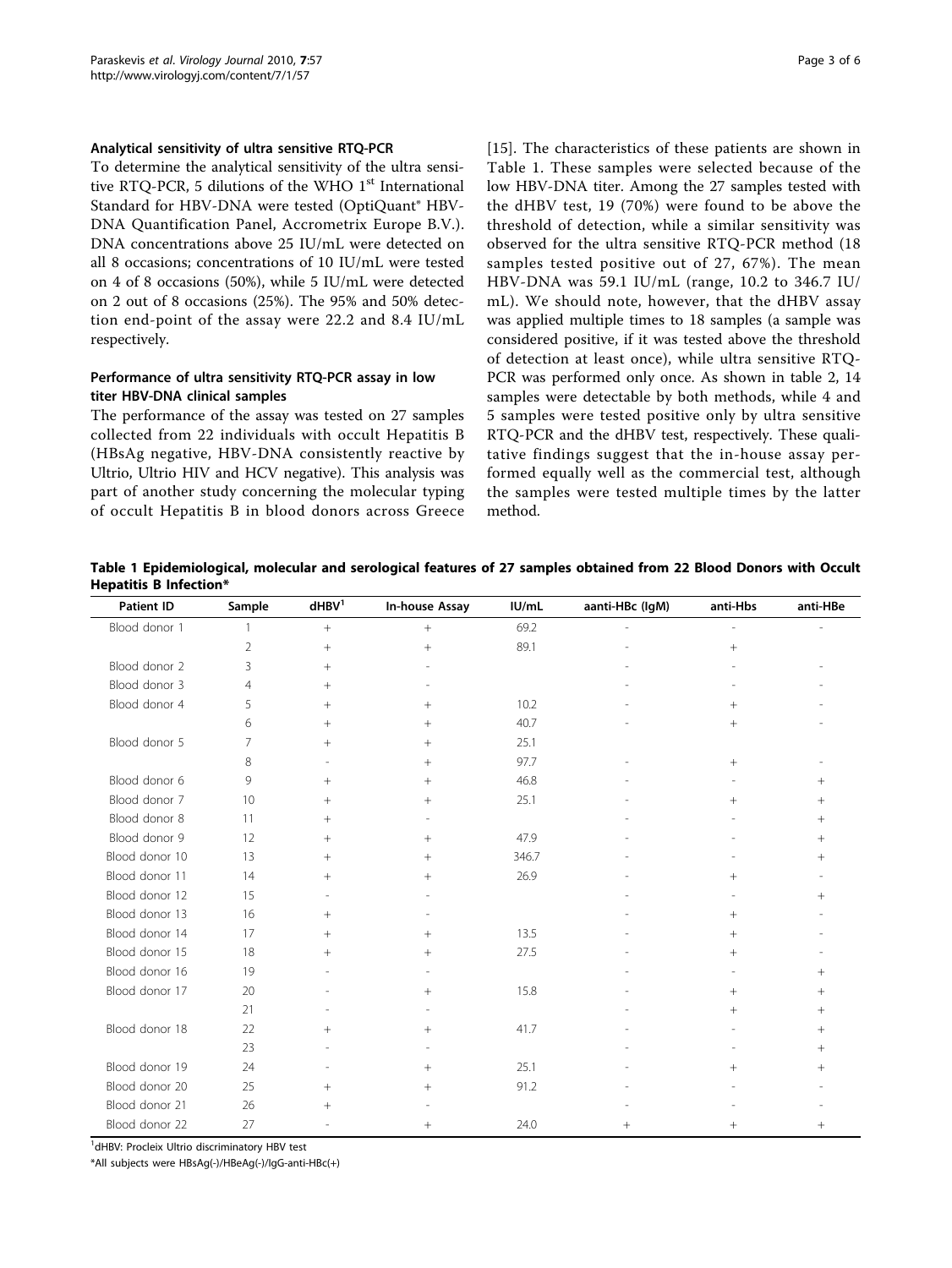### Analytical sensitivity of ultra sensitive RTQ-PCR

To determine the analytical sensitivity of the ultra sensitive RTQ-PCR, 5 dilutions of the WHO 1st International Standard for HBV-DNA were tested (OptiQuant® HBV-DNA Quantification Panel, Accrometrix Europe B.V.). DNA concentrations above 25 IU/mL were detected on all 8 occasions; concentrations of 10 IU/mL were tested on 4 of 8 occasions (50%), while 5 IU/mL were detected on 2 out of 8 occasions (25%). The 95% and 50% detection end-point of the assay were 22.2 and 8.4 IU/mL respectively.

### Performance of ultra sensitivity RTQ-PCR assay in low titer HBV-DNA clinical samples

The performance of the assay was tested on 27 samples collected from 22 individuals with occult Hepatitis B (HBsAg negative, HBV-DNA consistently reactive by Ultrio, Ultrio HIV and HCV negative). This analysis was part of another study concerning the molecular typing of occult Hepatitis B in blood donors across Greece [15]. The characteristics of these patients are shown in Table 1. These samples were selected because of the low HBV-DNA titer. Among the 27 samples tested with the dHBV test, 19 (70%) were found to be above the threshold of detection, while a similar sensitivity was observed for the ultra sensitive RTQ-PCR method (18 samples tested positive out of 27, 67%). The mean HBV-DNA was 59.1 IU/mL (range, 10.2 to 346.7 IU/mL). We should note, however, that the dHBV assay was applied multiple times to 18 samples (a sample was considered positive, if it was tested above the threshold of detection at least once), while ultra sensitive RTQ-PCR was performed only once. As shown in table 2, 14 samples were detectable by both methods, while 4 and 5 samples were tested positive only by ultra sensitive RTQ-PCR and the dHBV test, respectively. These qualitative findings suggest that the in-house assay performed equally well as the commercial test, although the samples were tested multiple times by the latter method.

**Table 1 Epidemiological, molecular and serological features of 27 samples obtained from 22 Blood Donors with Occult Hepatitis B Infection***

| Patient ID | Sample | dHBV[1] | In-house Assay | IU/mL | aanti-HBc (IgM) | anti-Hbs | anti-HBe |
|---|---|---|---|---|---|---|---|
| Blood donor 1 | 1 | + | + | 69.2 | - | - | - |
| | 2 | + | + | 89.1 | - | + | |
| Blood donor 2 | 3 | + | - | | - | - | - |
| Blood donor 3 | 4 | + | - | | - | - | - |
| Blood donor 4 | 5 | + | + | 10.2 | - | + | - |
| | 6 | + | + | 40.7 | - | + | - |
| Blood donor 5 | 7 | + | + | 25.1 | | | |
| | 8 | - | + | 97.7 | - | + | - |
| Blood donor 6 | 9 | + | + | 46.8 | - | - | + |
| Blood donor 7 | 10 | + | + | 25.1 | - | + | + |
| Blood donor 8 | 11 | + | - | | - | - | + |
| Blood donor 9 | 12 | + | + | 47.9 | - | - | + |
| Blood donor 10 | 13 | + | + | 346.7 | - | - | + |
| Blood donor 11 | 14 | + | + | 26.9 | - | + | - |
| Blood donor 12 | 15 | - | - | | - | - | + |
| Blood donor 13 | 16 | + | - | | - | + | - |
| Blood donor 14 | 17 | + | + | 13.5 | - | + | - |
| Blood donor 15 | 18 | + | + | 27.5 | - | + | - |
| Blood donor 16 | 19 | - | - | | - | - | + |
| Blood donor 17 | 20 | - | + | 15.8 | - | + | + |
| | 21 | - | - | | - | + | + |
| Blood donor 18 | 22 | + | + | 41.7 | - | - | + |
| | 23 | - | - | | - | - | + |
| Blood donor 19 | 24 | - | + | 25.1 | - | + | + |
| Blood donor 20 | 25 | + | + | 91.2 | - | - | - |
| Blood donor 21 | 26 | + | - | | - | - | - |
| Blood donor 22 | 27 | - | + | 24.0 | + | + | + |

[1]dHBV: Procleix Ultrio discriminatory HBV test

*All subjects were HBsAg(-)/HBeAg(-)/IgG-anti-HBc(+)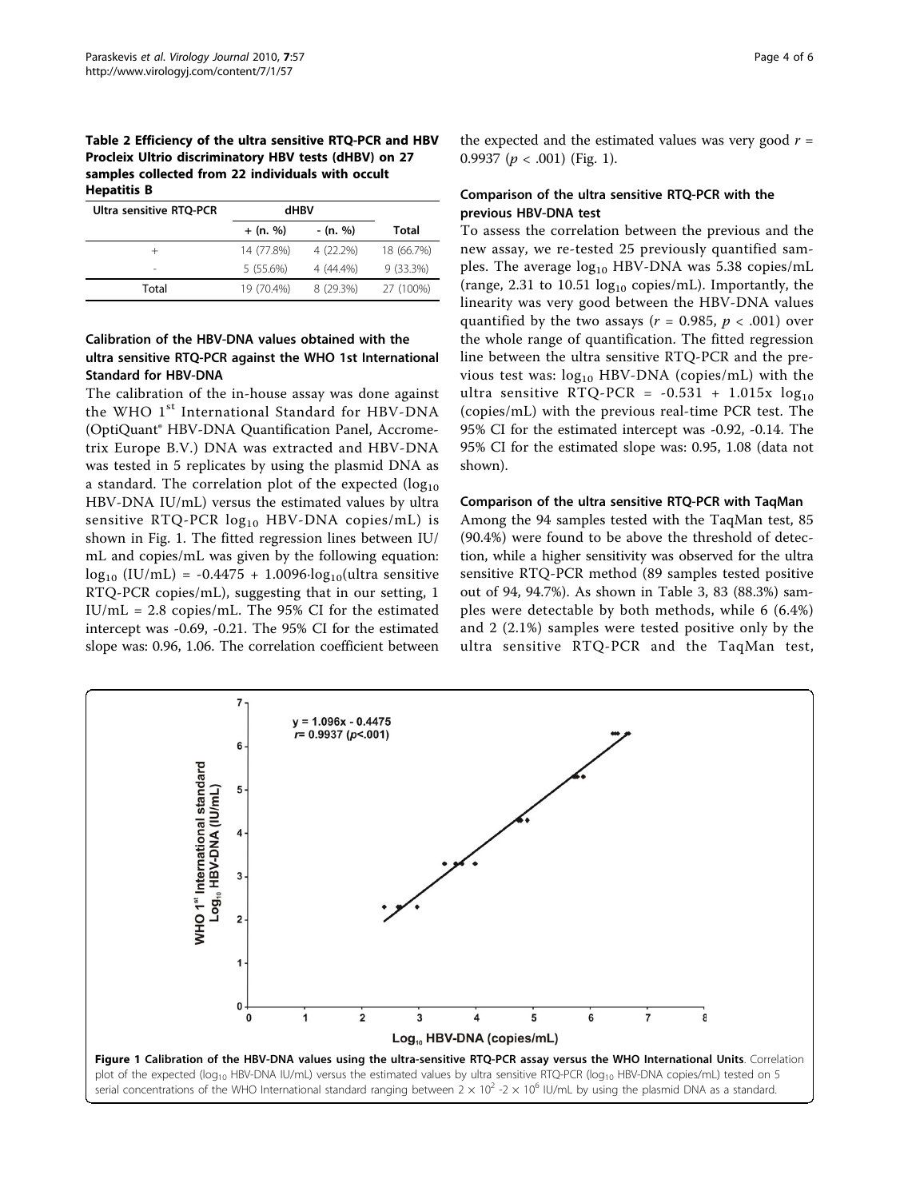**Table 2 Efficiency of the ultra sensitive RTQ-PCR and HBV Procleix Ultrio discriminatory HBV tests (dHBV) on 27 samples collected from 22 individuals with occult Hepatitis B**

| Ultra sensitive RTQ-PCR | dHBV | | |
|---|---|---|---|
| | + (n. %) | - (n. %) | Total |
| + | 14 (77.8%) | 4 (22.2%) | 18 (66.7%) |
| - | 5 (55.6%) | 4 (44.4%) | 9 (33.3%) |
| Total | 19 (70.4%) | 8 (29.3%) | 27 (100%) |

### Calibration of the HBV-DNA values obtained with the ultra sensitive RTQ-PCR against the WHO 1st International Standard for HBV-DNA

The calibration of the in-house assay was done against the WHO 1[st] International Standard for HBV-DNA (OptiQuant® HBV-DNA Quantification Panel, Accrometrix Europe B.V.) DNA was extracted and HBV-DNA was tested in 5 replicates by using the plasmid DNA as a standard. The correlation plot of the expected ($\log_{10}$ HBV-DNA IU/mL) versus the estimated values by ultra sensitive RTQ-PCR $\log_{10}$ HBV-DNA copies/mL) is shown in Fig. 1. The fitted regression lines between IU/mL and copies/mL was given by the following equation: $\log_{10}$ (IU/mL) = -0.4475 + 1.0096·$\log_{10}$(ultra sensitive RTQ-PCR copies/mL), suggesting that in our setting, 1 IU/mL = 2.8 copies/mL. The 95% CI for the estimated intercept was -0.69, -0.21. The 95% CI for the estimated slope was: 0.96, 1.06. The correlation coefficient between the expected and the estimated values was very good $r$ = 0.9937 ($p$ < .001) (Fig. 1).

### Comparison of the ultra sensitive RTQ-PCR with the previous HBV-DNA test

To assess the correlation between the previous and the new assay, we re-tested 25 previously quantified samples. The average $\log_{10}$ HBV-DNA was 5.38 copies/mL (range, 2.31 to 10.51 $\log_{10}$ copies/mL). Importantly, the linearity was very good between the HBV-DNA values quantified by the two assays ($r$ = 0.985, $p$ < .001) over the whole range of quantification. The fitted regression line between the ultra sensitive RTQ-PCR and the previous test was: $\log_{10}$ HBV-DNA (copies/mL) with the ultra sensitive RTQ-PCR = -0.531 + 1.015x $\log_{10}$ (copies/mL) with the previous real-time PCR test. The 95% CI for the estimated intercept was -0.92, -0.14. The 95% CI for the estimated slope was: 0.95, 1.08 (data not shown).

### Comparison of the ultra sensitive RTQ-PCR with TaqMan

Among the 94 samples tested with the TaqMan test, 85 (90.4%) were found to be above the threshold of detection, while a higher sensitivity was observed for the ultra sensitive RTQ-PCR method (89 samples tested positive out of 94, 94.7%). As shown in Table 3, 83 (88.3%) samples were detectable by both methods, while 6 (6.4%) and 2 (2.1%) samples were tested positive only by the ultra sensitive RTQ-PCR and the TaqMan test,

**Figure 1 Calibration of the HBV-DNA values using the ultra-sensitive RTQ-PCR assay versus the WHO International Units**. Correlation plot of the expected ($\log_{10}$ HBV-DNA IU/mL) versus the estimated values by ultra sensitive RTQ-PCR ($\log_{10}$ HBV-DNA copies/mL) tested on 5 serial concentrations of the WHO International standard ranging between $2 \times 10^2$ -$2 \times 10^6$ IU/mL by using the plasmid DNA as a standard.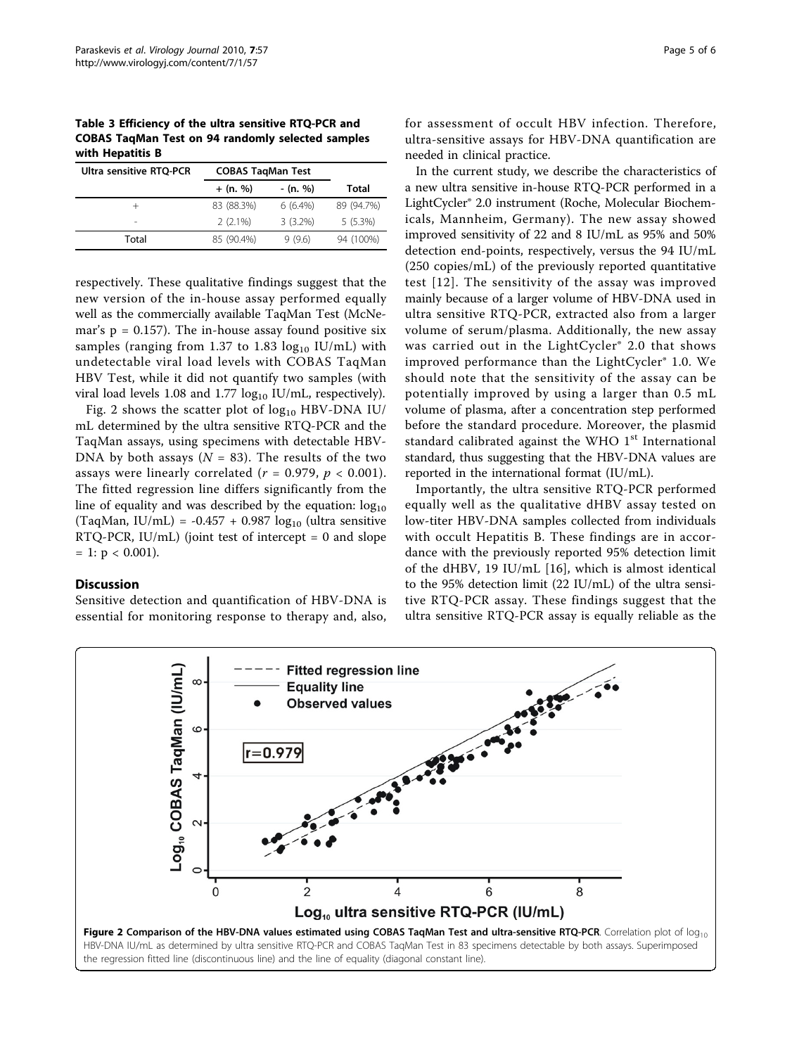**Table 3 Efficiency of the ultra sensitive RTQ-PCR and COBAS TaqMan Test on 94 randomly selected samples with Hepatitis B**

| Ultra sensitive RTQ-PCR | COBAS TaqMan Test | | |
|---|---|---|---|
| | + (n. %) | - (n. %) | Total |
| + | 83 (88.3%) | 6 (6.4%) | 89 (94.7%) |
| - | 2 (2.1%) | 3 (3.2%) | 5 (5.3%) |
| Total | 85 (90.4%) | 9 (9.6) | 94 (100%) |

respectively. These qualitative findings suggest that the new version of the in-house assay performed equally well as the commercially available TaqMan Test (McNemar's p = 0.157). The in-house assay found positive six samples (ranging from 1.37 to 1.83 $\log_{10}$ IU/mL) with undetectable viral load levels with COBAS TaqMan HBV Test, while it did not quantify two samples (with viral load levels 1.08 and 1.77 $\log_{10}$ IU/mL, respectively).

Fig. 2 shows the scatter plot of $\log_{10}$ HBV-DNA IU/mL determined by the ultra sensitive RTQ-PCR and the TaqMan assays, using specimens with detectable HBV-DNA by both assays ($N = 83$). The results of the two assays were linearly correlated ($r = 0.979$, $p < 0.001$). The fitted regression line differs significantly from the line of equality and was described by the equation: $\log_{10}$ (TaqMan, IU/mL) = -0.457 + 0.987 $\log_{10}$ (ultra sensitive RTQ-PCR, IU/mL) (joint test of intercept = 0 and slope = 1: p < 0.001).

## Discussion

Sensitive detection and quantification of HBV-DNA is essential for monitoring response to therapy and, also, for assessment of occult HBV infection. Therefore, ultra-sensitive assays for HBV-DNA quantification are needed in clinical practice.

In the current study, we describe the characteristics of a new ultra sensitive in-house RTQ-PCR performed in a LightCycler® 2.0 instrument (Roche, Molecular Biochemicals, Mannheim, Germany). The new assay showed improved sensitivity of 22 and 8 IU/mL as 95% and 50% detection end-points, respectively, versus the 94 IU/mL (250 copies/mL) of the previously reported quantitative test [12]. The sensitivity of the assay was improved mainly because of a larger volume of HBV-DNA used in ultra sensitive RTQ-PCR, extracted also from a larger volume of serum/plasma. Additionally, the new assay was carried out in the LightCycler® 2.0 that shows improved performance than the LightCycler® 1.0. We should note that the sensitivity of the assay can be potentially improved by using a larger than 0.5 mL volume of plasma, after a concentration step performed before the standard procedure. Moreover, the plasmid standard calibrated against the WHO 1st International standard, thus suggesting that the HBV-DNA values are reported in the international format (IU/mL).

Importantly, the ultra sensitive RTQ-PCR performed equally well as the qualitative dHBV assay tested on low-titer HBV-DNA samples collected from individuals with occult Hepatitis B. These findings are in accordance with the previously reported 95% detection limit of the dHBV, 19 IU/mL [16], which is almost identical to the 95% detection limit (22 IU/mL) of the ultra sensitive RTQ-PCR assay. These findings suggest that the ultra sensitive RTQ-PCR assay is equally reliable as the

**Figure 2 Comparison of the HBV-DNA values estimated using COBAS TaqMan Test and ultra-sensitive RTQ-PCR**. Correlation plot of $\log_{10}$ HBV-DNA IU/mL as determined by ultra sensitive RTQ-PCR and COBAS TaqMan Test in 83 specimens detectable by both assays. Superimposed the regression fitted line (discontinuous line) and the line of equality (diagonal constant line).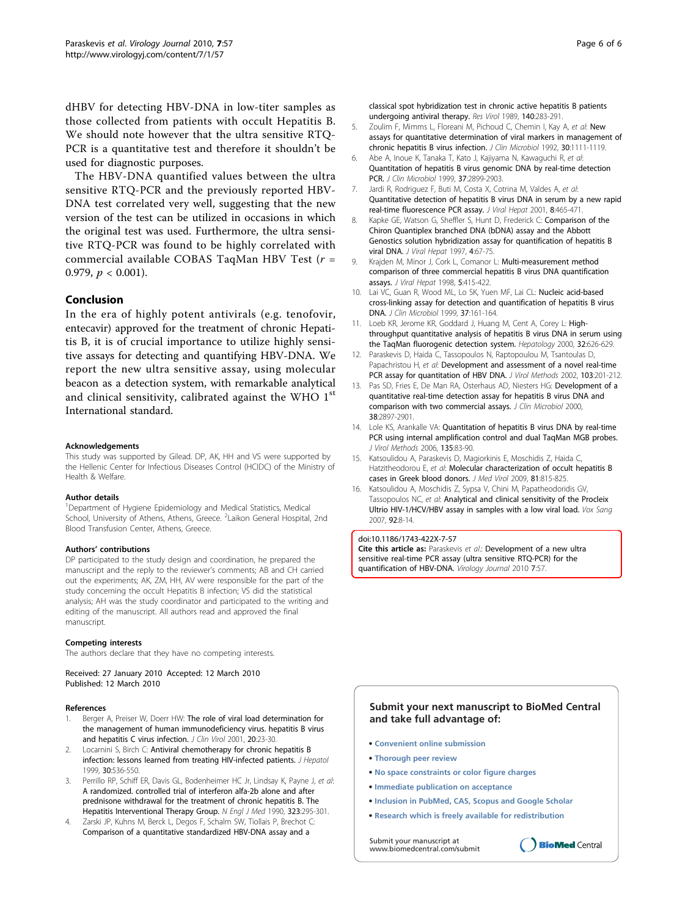dHBV for detecting HBV-DNA in low-titer samples as those collected from patients with occult Hepatitis B. We should note however that the ultra sensitive RTQ-PCR is a quantitative test and therefore it shouldn't be used for diagnostic purposes.

The HBV-DNA quantified values between the ultra sensitive RTQ-PCR and the previously reported HBV-DNA test correlated very well, suggesting that the new version of the test can be utilized in occasions in which the original test was used. Furthermore, the ultra sensitive RTQ-PCR was found to be highly correlated with commercial available COBAS TaqMan HBV Test ($r = 0.979$, $p < 0.001$).

## Conclusion

In the era of highly potent antivirals (e.g. tenofovir, entecavir) approved for the treatment of chronic Hepatitis B, it is of crucial importance to utilize highly sensitive assays for detecting and quantifying HBV-DNA. We report the new ultra sensitive assay, using molecular beacon as a detection system, with remarkable analytical and clinical sensitivity, calibrated against the WHO 1st International standard.

### Acknowledgements

This study was supported by Gilead. DP, AK, HH and VS were supported by the Hellenic Center for Infectious Diseases Control (HCIDC) of the Ministry of Health & Welfare.

### Author details

[1]Department of Hygiene Epidemiology and Medical Statistics, Medical School, University of Athens, Athens, Greece. [2]Laikon General Hospital, 2nd Blood Transfusion Center, Athens, Greece.

### Authors' contributions

DP participated to the study design and coordination, he prepared the manuscript and the reply to the reviewer's comments; AB and CH carried out the experiments; AK, ZM, HH, AV were responsible for the part of the study concerning the occult Hepatitis B infection; VS did the statistical analysis; AH was the study coordinator and participated to the writing and editing of the manuscript. All authors read and approved the final manuscript.

### Competing interests

The authors declare that they have no competing interests.

Received: 27 January 2010 Accepted: 12 March 2010
Published: 12 March 2010

### References

1. Berger A, Preiser W, Doerr HW: The role of viral load determination for the management of human immunodeficiency virus. hepatitis B virus and hepatitis C virus infection. *J Clin Virol* 2001, **20**:23-30.
2. Locarnini S, Birch C: Antiviral chemotherapy for chronic hepatitis B infection: lessons learned from treating HIV-infected patients. *J Hepatol* 1999, **30**:536-550.
3. Perrillo RP, Schiff ER, Davis GL, Bodenheimer HC Jr, Lindsay K, Payne J, *et al*: A randomized. controlled trial of interferon alfa-2b alone and after prednisone withdrawal for the treatment of chronic hepatitis B. The Hepatitis Interventional Therapy Group. *N Engl J Med* 1990, **323**:295-301.
4. Zarski JP, Kuhns M, Berck L, Degos F, Schalm SW, Tiollais P, Brechot C: Comparison of a quantitative standardized HBV-DNA assay and a classical spot hybridization test in chronic active hepatitis B patients undergoing antiviral therapy. *Res Virol* 1989, **140**:283-291.
5. Zoulim F, Mimms L, Floreani M, Pichoud C, Chemin I, Kay A, *et al*: New assays for quantitative determination of viral markers in management of chronic hepatitis B virus infection. *J Clin Microbiol* 1992, **30**:1111-1119.
6. Abe A, Inoue K, Tanaka T, Kato J, Kajiyama N, Kawaguchi R, *et al*: Quantitation of hepatitis B virus genomic DNA by real-time detection PCR. *J Clin Microbiol* 1999, **37**:2899-2903.
7. Jardi R, Rodriguez F, Buti M, Costa X, Cotrina M, Valdes A, *et al*: Quantitative detection of hepatitis B virus DNA in serum by a new rapid real-time fluorescence PCR assay. *J Viral Hepat* 2001, **8**:465-471.
8. Kapke GE, Watson G, Sheffler S, Hunt D, Frederick C: Comparison of the Chiron Quantiplex branched DNA (bDNA) assay and the Abbott Genostics solution hybridization assay for quantification of hepatitis B viral DNA. *J Viral Hepat* 1997, **4**:67-75.
9. Krajden M, Minor J, Cork L, Comanor L: Multi-measurement method comparison of three commercial hepatitis B virus DNA quantification assays. *J Viral Hepat* 1998, **5**:415-422.
10. Lai VC, Guan R, Wood ML, Lo SK, Yuen MF, Lai CL: Nucleic acid-based cross-linking assay for detection and quantification of hepatitis B virus DNA. *J Clin Microbiol* 1999, **37**:161-164.
11. Loeb KR, Jerome KR, Goddard J, Huang M, Cent A, Corey L: High-throughput quantitative analysis of hepatitis B virus DNA in serum using the TaqMan fluorogenic detection system. *Hepatology* 2000, **32**:626-629.
12. Paraskevis D, Haida C, Tassopoulos N, Raptopoulou M, Tsantoulas D, Papachristou H, *et al*: Development and assessment of a novel real-time PCR assay for quantitation of HBV DNA. *J Virol Methods* 2002, **103**:201-212.
13. Pas SD, Fries E, De Man RA, Osterhaus AD, Niesters HG: Development of a quantitative real-time detection assay for hepatitis B virus DNA and comparison with two commercial assays. *J Clin Microbiol* 2000, **38**:2897-2901.
14. Lole KS, Arankalle VA: Quantitation of hepatitis B virus DNA by real-time PCR using internal amplification control and dual TaqMan MGB probes. *J Virol Methods* 2006, **135**:83-90.
15. Katsoulidou A, Paraskevis D, Magiorkinis E, Moschidis Z, Haida C, Hatzitheodorou E, *et al*: Molecular characterization of occult hepatitis B cases in Greek blood donors. *J Med Virol* 2009, **81**:815-825.
16. Katsoulidou A, Moschidis Z, Sypsa V, Chini M, Papatheodoridis GV, Tassopoulos NC, *et al*: Analytical and clinical sensitivity of the Procleix Ultrio HIV-1/HCV/HBV assay in samples with a low viral load. *Vox Sang* 2007, **92**:8-14.

doi:10.1186/1743-422X-7-57
**Cite this article as:** Paraskevis *et al.*: Development of a new ultra sensitive real-time PCR assay (ultra sensitive RTQ-PCR) for the quantification of HBV-DNA. *Virology Journal* 2010 **7**:57.

**Submit your next manuscript to BioMed Central and take full advantage of:**

- Convenient online submission
- Thorough peer review
- No space constraints or color figure charges
- Immediate publication on acceptance
- Inclusion in PubMed, CAS, Scopus and Google Scholar
- Research which is freely available for redistribution

Submit your manuscript at
www.biomedcentral.com/submit